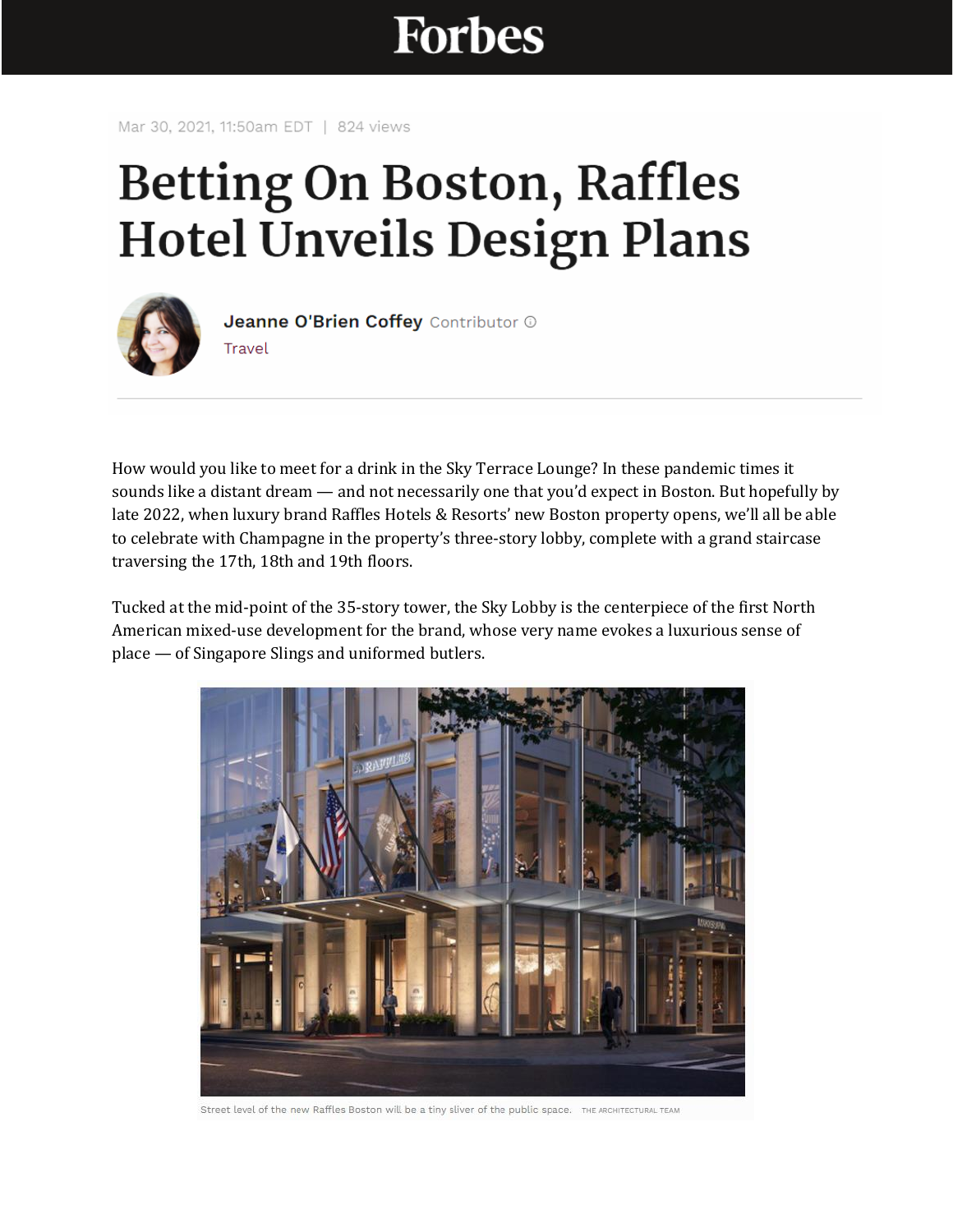Mar 30, 2021, 11:50am EDT | 824 views

# Betting On Boston, Raffles Hotel Unveils Design Plans

**Jeanne O'Brien Coffey** Contributor

Travel

How would you like to meet for a drink in the Sky Terrace Lounge? In these pandemic times it sounds like a distant dream — and not necessarily one that you'd expect in Boston. But hopefully by late 2022, when luxury brand Raffles Hotels & Resorts' new Boston property opens, we'll all be able to celebrate with Champagne in the property's three-story lobby, complete with a grand staircase traversing the 17th, 18th and 19th floors.

Tucked at the mid-point of the 35-story tower, the Sky Lobby is the centerpiece of the first North American mixed-use development for the brand, whose very name evokes a luxurious sense of place — of Singapore Slings and uniformed butlers.

Street level of the new Raffles Boston will be a tiny sliver of the public space. THE ARCHITECTURAL TEAM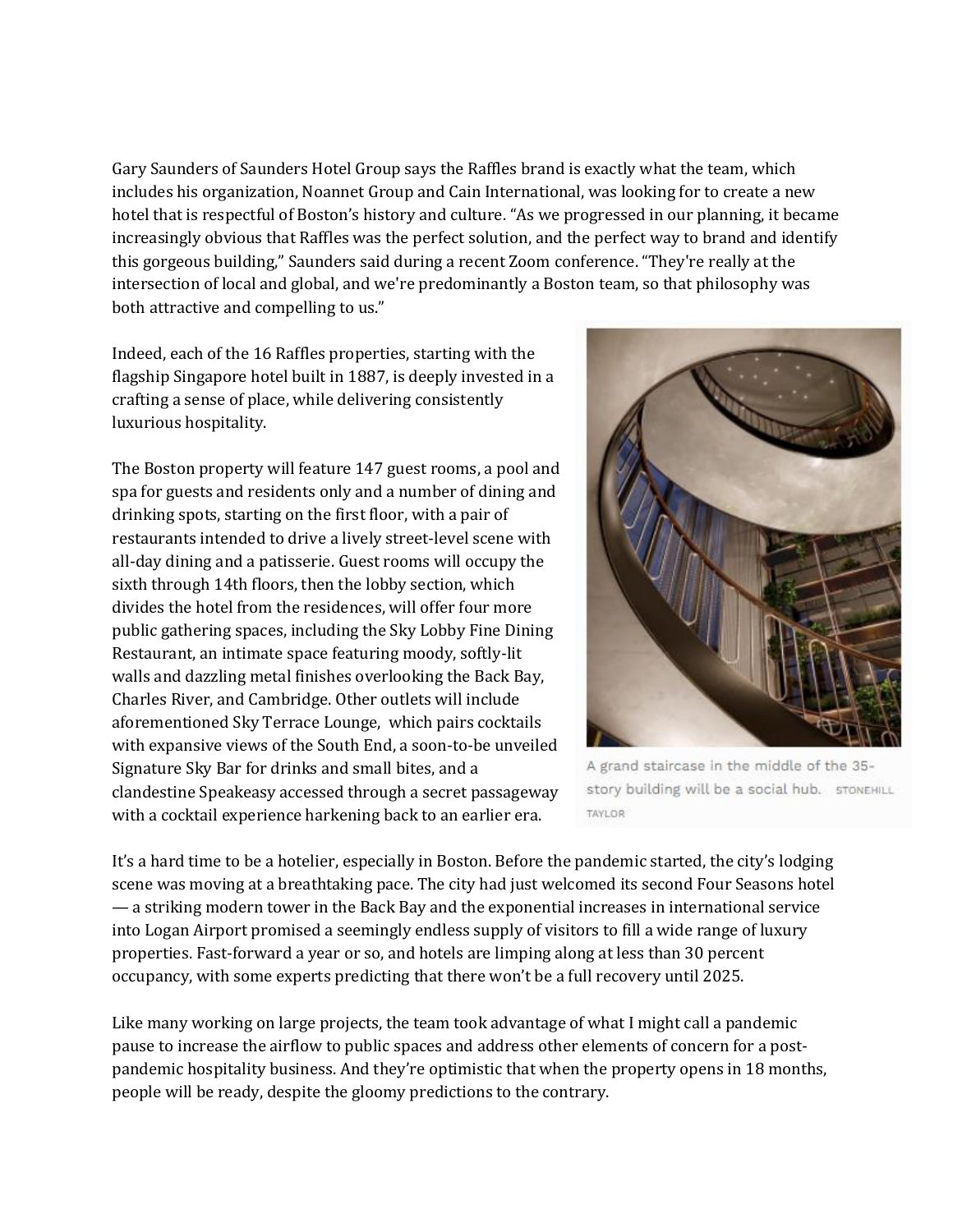Gary Saunders of Saunders Hotel Group says the Raffles brand is exactly what the team, which includes his organization, Noannet Group and Cain International, was looking for to create a new hotel that is respectful of Boston's history and culture. "As we progressed in our planning, it became increasingly obvious that Raffles was the perfect solution, and the perfect way to brand and identify this gorgeous building," Saunders said during a recent Zoom conference. "They're really at the intersection of local and global, and we're predominantly a Boston team, so that philosophy was both attractive and compelling to us."

Indeed, each of the 16 Raffles properties, starting with the flagship Singapore hotel built in 1887, is deeply invested in a crafting a sense of place, while delivering consistently luxurious hospitality.

The Boston property will feature 147 guest rooms, a pool and spa for guests and residents only and a number of dining and drinking spots, starting on the first floor, with a pair of restaurants intended to drive a lively street-level scene with all-day dining and a patisserie. Guest rooms will occupy the sixth through 14th floors, then the lobby section, which divides the hotel from the residences, will offer four more public gathering spaces, including the Sky Lobby Fine Dining Restaurant, an intimate space featuring moody, softly-lit walls and dazzling metal finishes overlooking the Back Bay, Charles River, and Cambridge. Other outlets will include aforementioned Sky Terrace Lounge, which pairs cocktails with expansive views of the South End, a soon-to-be unveiled Signature Sky Bar for drinks and small bites, and a clandestine Speakeasy accessed through a secret passageway with a cocktail experience harkening back to an earlier era.

A grand staircase in the middle of the 35-story building will be a social hub. STONEHILL TAYLOR

It's a hard time to be a hotelier, especially in Boston. Before the pandemic started, the city's lodging scene was moving at a breathtaking pace. The city had just welcomed its second Four Seasons hotel — a striking modern tower in the Back Bay and the exponential increases in international service into Logan Airport promised a seemingly endless supply of visitors to fill a wide range of luxury properties. Fast-forward a year or so, and hotels are limping along at less than 30 percent occupancy, with some experts predicting that there won't be a full recovery until 2025.

Like many working on large projects, the team took advantage of what I might call a pandemic pause to increase the airflow to public spaces and address other elements of concern for a post-pandemic hospitality business. And they're optimistic that when the property opens in 18 months, people will be ready, despite the gloomy predictions to the contrary.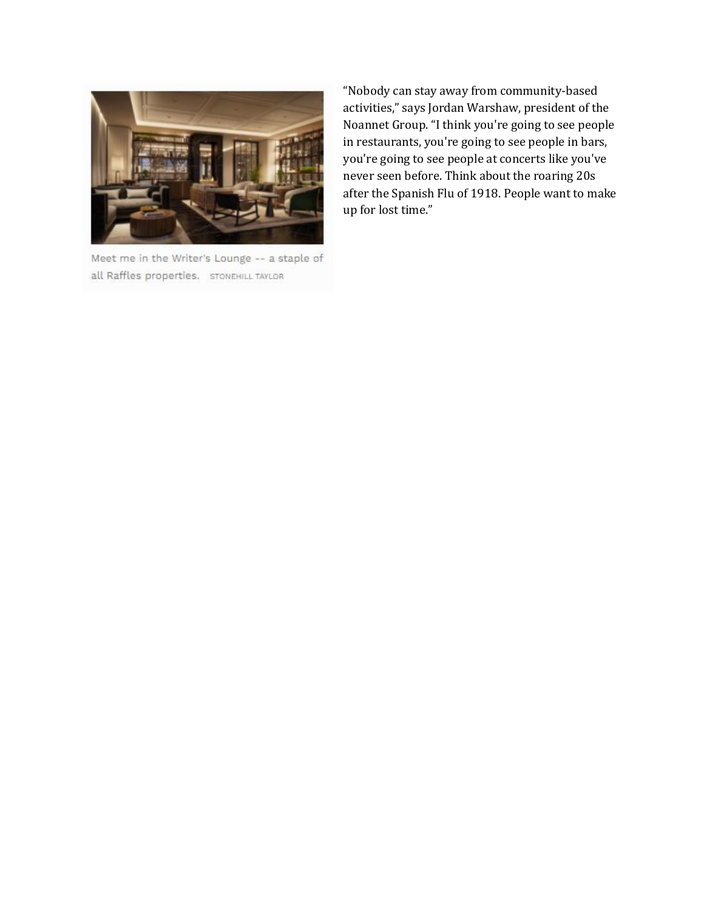Meet me in the Writer's Lounge -- a staple of all Raffles properties. STONEHILL TAYLOR

"Nobody can stay away from community-based activities," says Jordan Warshaw, president of the Noannet Group. "I think you're going to see people in restaurants, you're going to see people in bars, you're going to see people at concerts like you've never seen before. Think about the roaring 20s after the Spanish Flu of 1918. People want to make up for lost time."